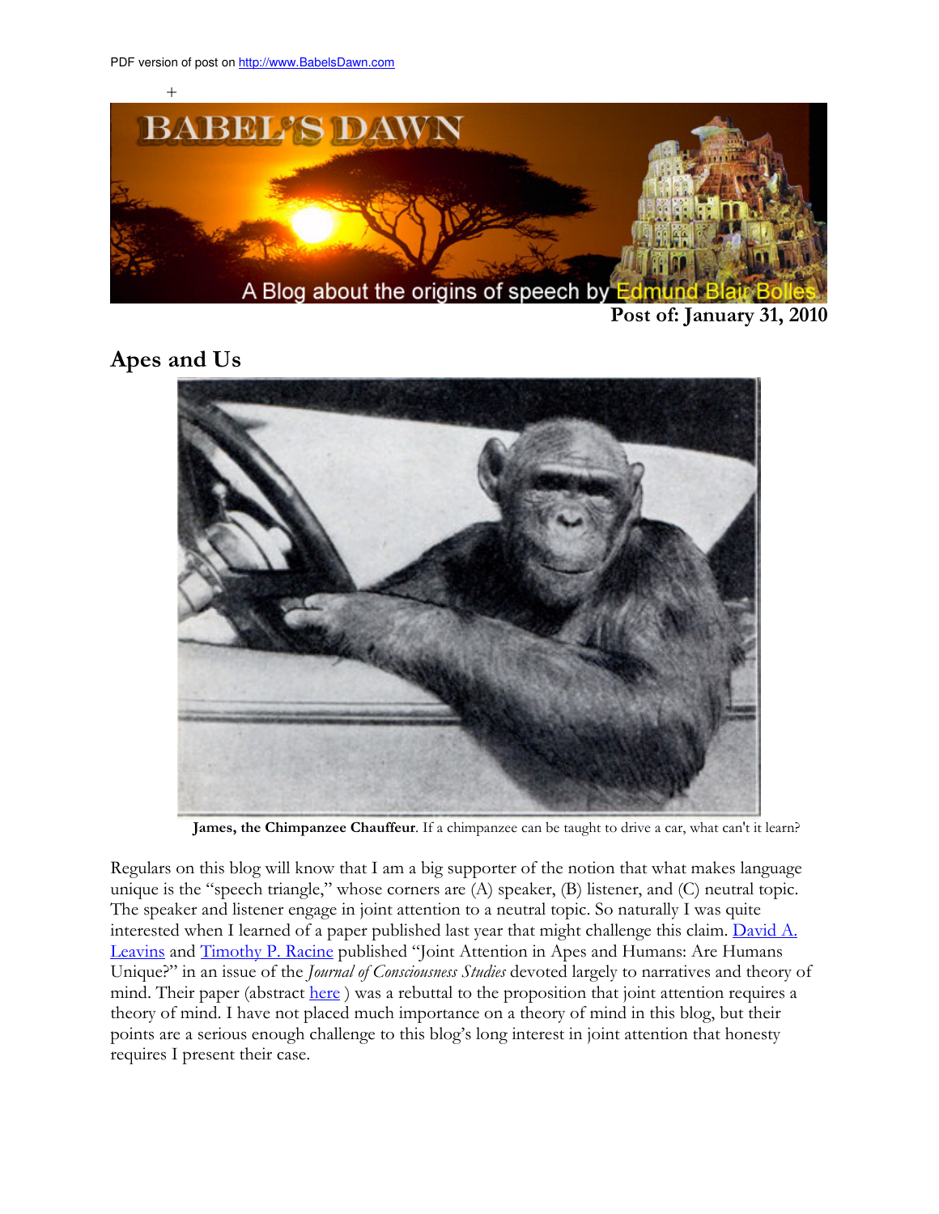PDF version of post on http://www.BabelsDawn.com

Post of: January 31, 2010

## Apes and Us

**James, the Chimpanzee Chauffeur**. If a chimpanzee can be taught to drive a car, what can't it learn?

Regulars on this blog will know that I am a big supporter of the notion that what makes language unique is the "speech triangle," whose corners are (A) speaker, (B) listener, and (C) neutral topic. The speaker and listener engage in joint attention to a neutral topic. So naturally I was quite interested when I learned of a paper published last year that might challenge this claim. David A. Leavins and Timothy P. Racine published "Joint Attention in Apes and Humans: Are Humans Unique?" in an issue of the *Journal of Consciousness Studies* devoted largely to narratives and theory of mind. Their paper (abstract here ) was a rebuttal to the proposition that joint attention requires a theory of mind. I have not placed much importance on a theory of mind in this blog, but their points are a serious enough challenge to this blog's long interest in joint attention that honesty requires I present their case.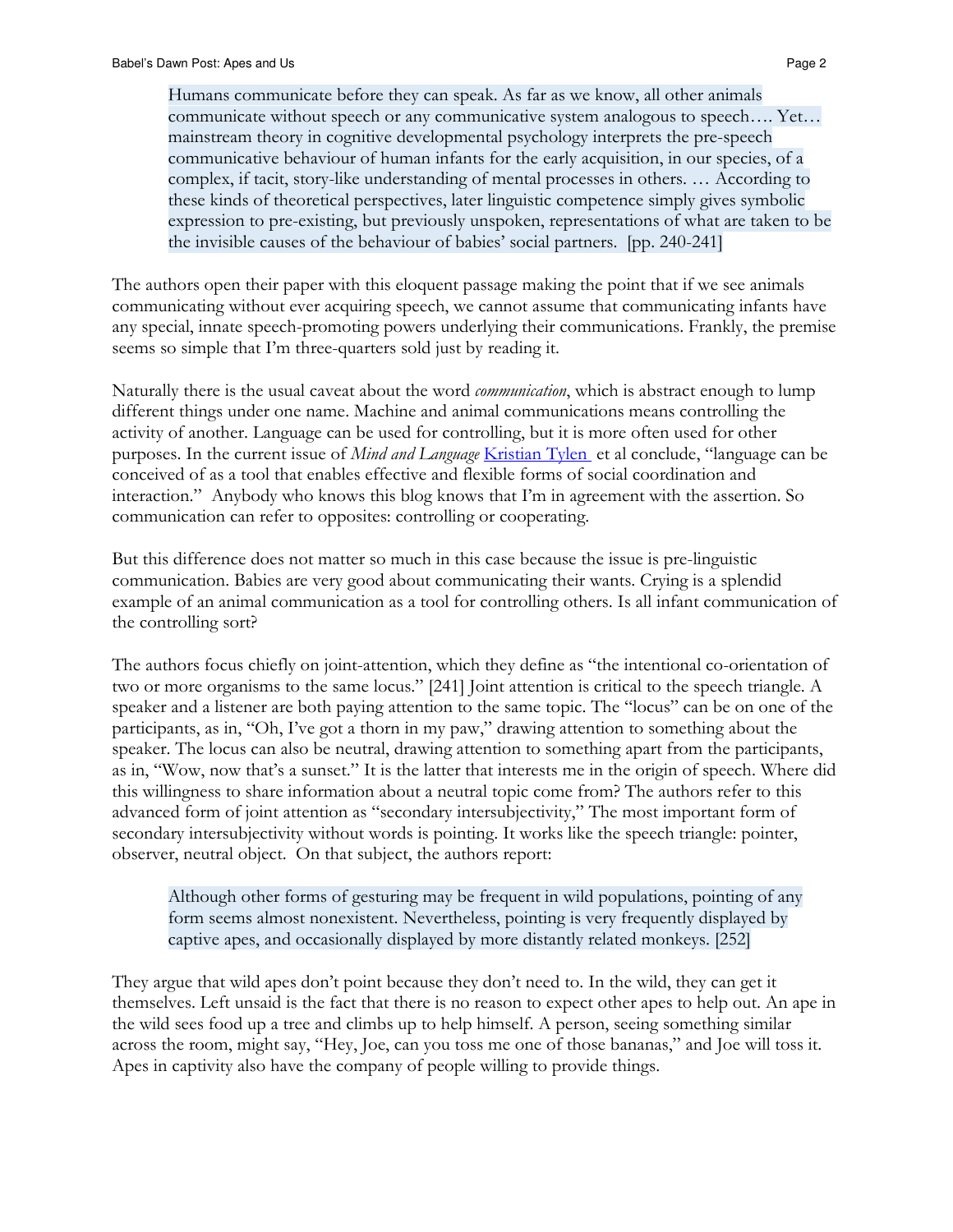> Humans communicate before they can speak. As far as we know, all other animals communicate without speech or any communicative system analogous to speech…. Yet… mainstream theory in cognitive developmental psychology interprets the pre-speech communicative behaviour of human infants for the early acquisition, in our species, of a complex, if tacit, story-like understanding of mental processes in others. … According to these kinds of theoretical perspectives, later linguistic competence simply gives symbolic expression to pre-existing, but previously unspoken, representations of what are taken to be the invisible causes of the behaviour of babies' social partners. [pp. 240-241]

The authors open their paper with this eloquent passage making the point that if we see animals communicating without ever acquiring speech, we cannot assume that communicating infants have any special, innate speech-promoting powers underlying their communications. Frankly, the premise seems so simple that I'm three-quarters sold just by reading it.

Naturally there is the usual caveat about the word *communication*, which is abstract enough to lump different things under one name. Machine and animal communications means controlling the activity of another. Language can be used for controlling, but it is more often used for other purposes. In the current issue of *Mind and Language* Kristian Tylen et al conclude, "language can be conceived of as a tool that enables effective and flexible forms of social coordination and interaction." Anybody who knows this blog knows that I'm in agreement with the assertion. So communication can refer to opposites: controlling or cooperating.

But this difference does not matter so much in this case because the issue is pre-linguistic communication. Babies are very good about communicating their wants. Crying is a splendid example of an animal communication as a tool for controlling others. Is all infant communication of the controlling sort?

The authors focus chiefly on joint-attention, which they define as "the intentional co-orientation of two or more organisms to the same locus." [241] Joint attention is critical to the speech triangle. A speaker and a listener are both paying attention to the same topic. The "locus" can be on one of the participants, as in, "Oh, I've got a thorn in my paw," drawing attention to something about the speaker. The locus can also be neutral, drawing attention to something apart from the participants, as in, "Wow, now that's a sunset." It is the latter that interests me in the origin of speech. Where did this willingness to share information about a neutral topic come from? The authors refer to this advanced form of joint attention as "secondary intersubjectivity," The most important form of secondary intersubjectivity without words is pointing. It works like the speech triangle: pointer, observer, neutral object. On that subject, the authors report:

> Although other forms of gesturing may be frequent in wild populations, pointing of any form seems almost nonexistent. Nevertheless, pointing is very frequently displayed by captive apes, and occasionally displayed by more distantly related monkeys. [252]

They argue that wild apes don't point because they don't need to. In the wild, they can get it themselves. Left unsaid is the fact that there is no reason to expect other apes to help out. An ape in the wild sees food up a tree and climbs up to help himself. A person, seeing something similar across the room, might say, "Hey, Joe, can you toss me one of those bananas," and Joe will toss it. Apes in captivity also have the company of people willing to provide things.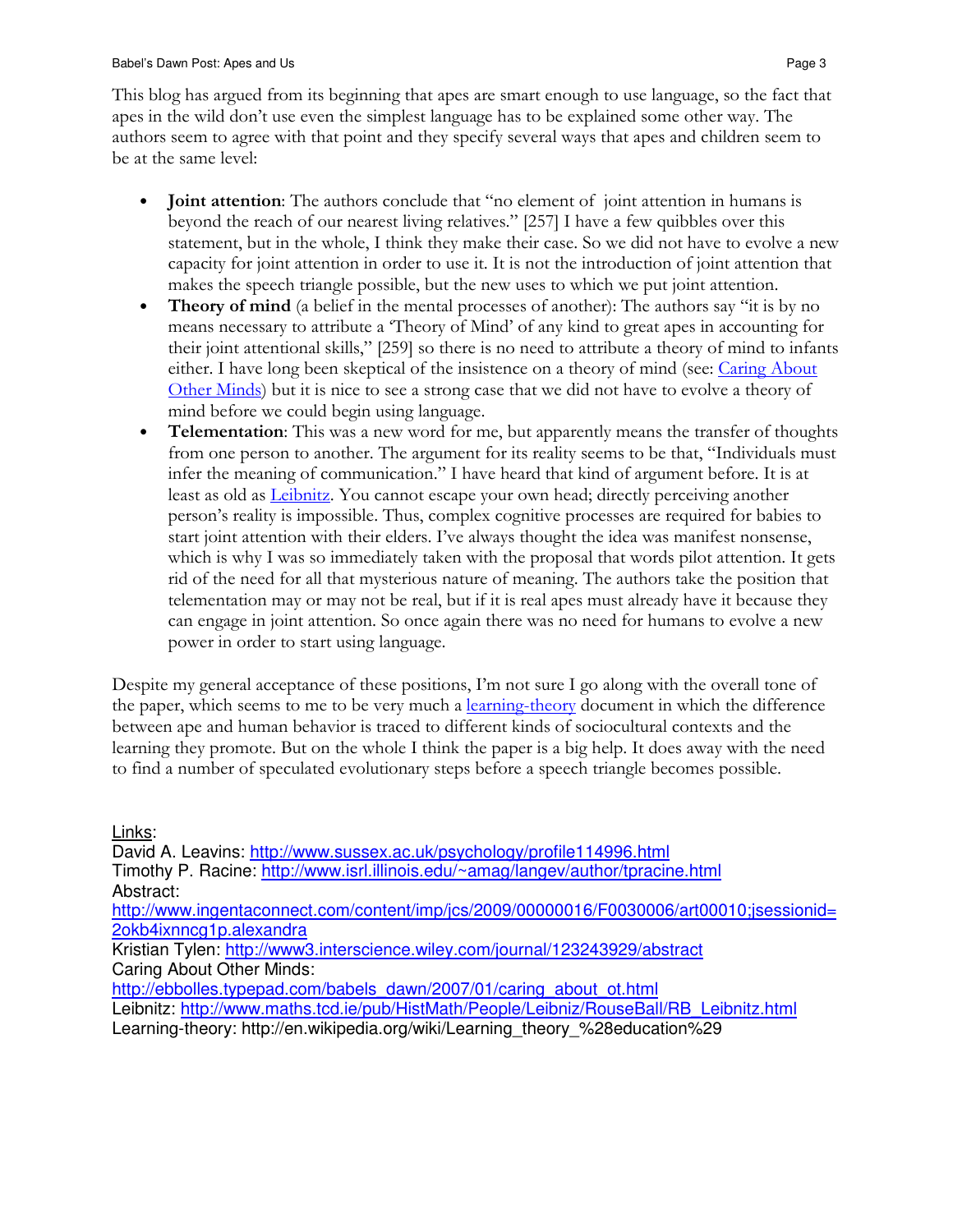This blog has argued from its beginning that apes are smart enough to use language, so the fact that apes in the wild don't use even the simplest language has to be explained some other way. The authors seem to agree with that point and they specify several ways that apes and children seem to be at the same level:

- **Joint attention**: The authors conclude that "no element of joint attention in humans is beyond the reach of our nearest living relatives." [257] I have a few quibbles over this statement, but in the whole, I think they make their case. So we did not have to evolve a new capacity for joint attention in order to use it. It is not the introduction of joint attention that makes the speech triangle possible, but the new uses to which we put joint attention.
- **Theory of mind** (a belief in the mental processes of another): The authors say "it is by no means necessary to attribute a 'Theory of Mind' of any kind to great apes in accounting for their joint attentional skills," [259] so there is no need to attribute a theory of mind to infants either. I have long been skeptical of the insistence on a theory of mind (see: Caring About Other Minds) but it is nice to see a strong case that we did not have to evolve a theory of mind before we could begin using language.
- **Telementation**: This was a new word for me, but apparently means the transfer of thoughts from one person to another. The argument for its reality seems to be that, "Individuals must infer the meaning of communication." I have heard that kind of argument before. It is at least as old as Leibnitz. You cannot escape your own head; directly perceiving another person's reality is impossible. Thus, complex cognitive processes are required for babies to start joint attention with their elders. I've always thought the idea was manifest nonsense, which is why I was so immediately taken with the proposal that words pilot attention. It gets rid of the need for all that mysterious nature of meaning. The authors take the position that telementation may or may not be real, but if it is real apes must already have it because they can engage in joint attention. So once again there was no need for humans to evolve a new power in order to start using language.

Despite my general acceptance of these positions, I'm not sure I go along with the overall tone of the paper, which seems to me to be very much a learning-theory document in which the difference between ape and human behavior is traced to different kinds of sociocultural contexts and the learning they promote. But on the whole I think the paper is a big help. It does away with the need to find a number of speculated evolutionary steps before a speech triangle becomes possible.

Links:
David A. Leavins: http://www.sussex.ac.uk/psychology/profile114996.html
Timothy P. Racine: http://www.isrl.illinois.edu/~amag/langev/author/tpracine.html
Abstract:
http://www.ingentaconnect.com/content/imp/jcs/2009/00000016/F0030006/art00010;jsessionid=2okb4ixnncg1p.alexandra
Kristian Tylen: http://www3.interscience.wiley.com/journal/123243929/abstract
Caring About Other Minds:
http://ebbolles.typepad.com/babels_dawn/2007/01/caring_about_ot.html
Leibnitz: http://www.maths.tcd.ie/pub/HistMath/People/Leibniz/RouseBall/RB_Leibnitz.html
Learning-theory: http://en.wikipedia.org/wiki/Learning_theory_%28education%29